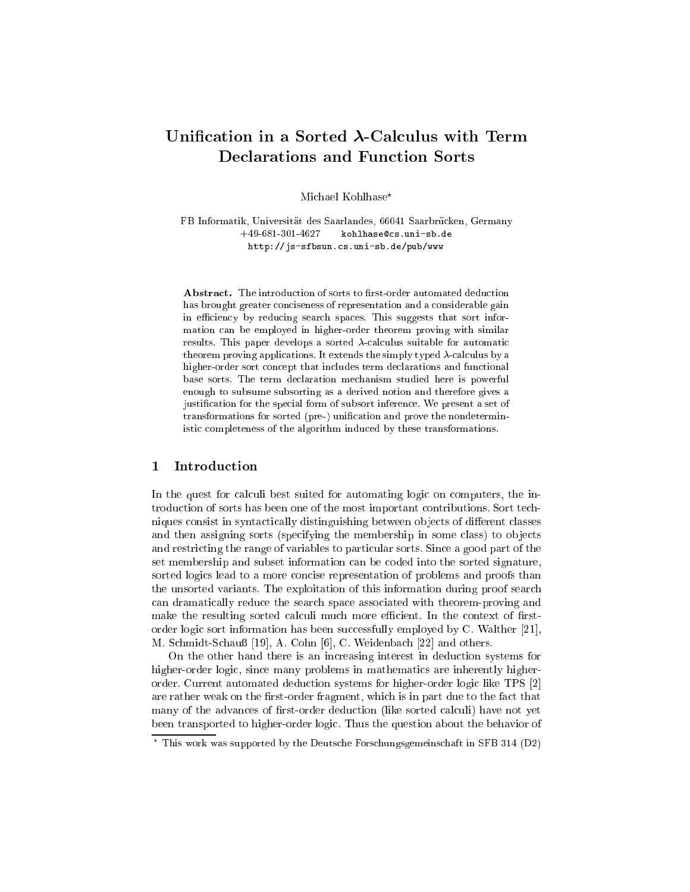# Unification in a Sorted $\lambda$-Calculus with Term Declarations and Function Sorts

Michael Kohlhase*

FB Informatik, Universität des Saarlandes, 66041 Saarbrücken, Germany
+49-681-301-4627 kohlhase@cs.uni-sb.de
http://js-sfbsun.cs.uni-sb.de/pub/www

**Abstract.** The introduction of sorts to first-order automated deduction has brought greater conciseness of representation and a considerable gain in efficiency by reducing search spaces. This suggests that sort information can be employed in higher-order theorem proving with similar results. This paper develops a sorted $\lambda$-calculus suitable for automatic theorem proving applications. It extends the simply typed $\lambda$-calculus by a higher-order sort concept that includes term declarations and functional base sorts. The term declaration mechanism studied here is powerful enough to subsume subsorting as a derived notion and therefore gives a justification for the special form of subsort inference. We present a set of transformations for sorted (pre-) unification and prove the nondeterministic completeness of the algorithm induced by these transformations.

## 1 Introduction

In the quest for calculi best suited for automating logic on computers, the introduction of sorts has been one of the most important contributions. Sort techniques consist in syntactically distinguishing between objects of different classes and then assigning sorts (specifying the membership in some class) to objects and restricting the range of variables to particular sorts. Since a good part of the set membership and subset information can be coded into the sorted signature, sorted logics lead to a more concise representation of problems and proofs than the unsorted variants. The exploitation of this information during proof search can dramatically reduce the search space associated with theorem-proving and make the resulting sorted calculi much more efficient. In the context of first-order logic sort information has been successfully employed by C. Walther [21], M. Schmidt-Schauß [19], A. Cohn [6], C. Weidenbach [22] and others.

On the other hand there is an increasing interest in deduction systems for higher-order logic, since many problems in mathematics are inherently higher-order. Current automated deduction systems for higher-order logic like TPS [2] are rather weak on the first-order fragment, which is in part due to the fact that many of the advances of first-order deduction (like sorted calculi) have not yet been transported to higher-order logic. Thus the question about the behavior of

* This work was supported by the Deutsche Forschungsgemeinschaft in SFB 314 (D2)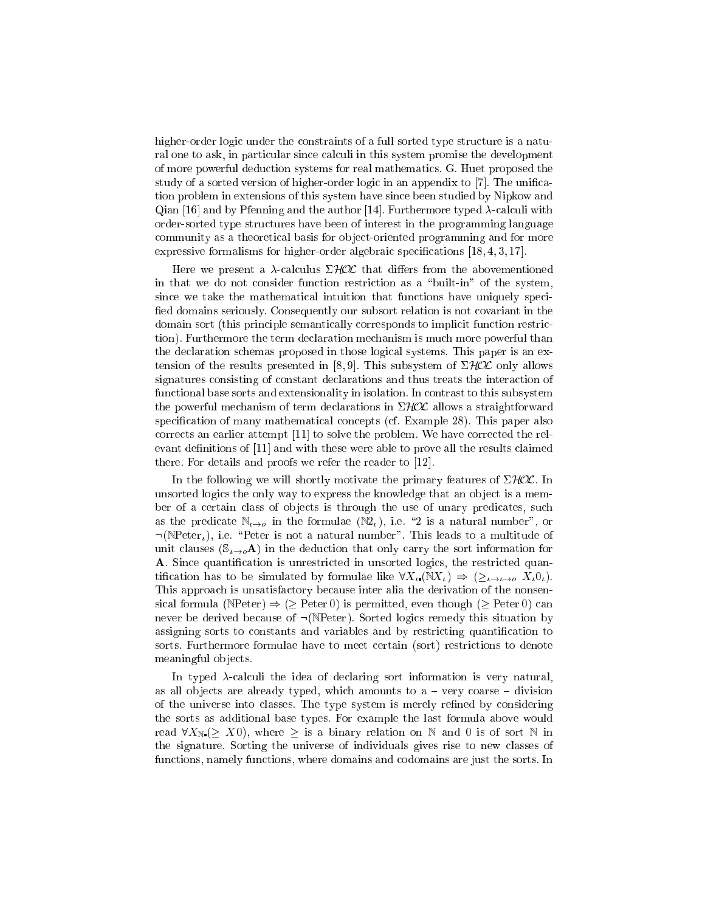higher-order logic under the constraints of a full sorted type structure is a natural one to ask, in particular since calculi in this system promise the development of more powerful deduction systems for real mathematics. G. Huet proposed the study of a sorted version of higher-order logic in an appendix to [7]. The unification problem in extensions of this system have since been studied by Nipkow and Qian [16] and by Pfenning and the author [14]. Furthermore typed $\lambda$-calculi with order-sorted type structures have been of interest in the programming language community as a theoretical basis for object-oriented programming and for more expressive formalisms for higher-order algebraic specifications [18, 4, 3, 17].

Here we present a $\lambda$-calculus $\Sigma\mathcal{HOL}$ that differs from the abovementioned in that we do not consider function restriction as a "built-in" of the system, since we take the mathematical intuition that functions have uniquely specified domains seriously. Consequently our subsort relation is not covariant in the domain sort (this principle semantically corresponds to implicit function restriction). Furthermore the term declaration mechanism is much more powerful than the declaration schemas proposed in those logical systems. This paper is an extension of the results presented in [8, 9]. This subsystem of $\Sigma\mathcal{HOL}$ only allows signatures consisting of constant declarations and thus treats the interaction of functional base sorts and extensionality in isolation. In contrast to this subsystem the powerful mechanism of term declarations in $\Sigma\mathcal{HOL}$ allows a straightforward specification of many mathematical concepts (cf. Example 28). This paper also corrects an earlier attempt [11] to solve the problem. We have corrected the relevant definitions of [11] and with these were able to prove all the results claimed there. For details and proofs we refer the reader to [12].

In the following we will shortly motivate the primary features of $\Sigma\mathcal{HOL}$. In unsorted logics the only way to express the knowledge that an object is a member of a certain class of objects is through the use of unary predicates, such as the predicate $\mathbb{N}_{\iota\to o}$ in the formulae $(\mathbb{N}2_\iota)$, i.e. "2 is a natural number", or $\neg(\mathbb{N}\mathrm{Peter}_\iota)$, i.e. "Peter is not a natural number". This leads to a multitude of unit clauses $(\mathbb{S}_{\iota\to o}\mathbf{A})$ in the deduction that only carry the sort information for $\mathbf{A}$. Since quantification is unrestricted in unsorted logics, the restricted quantification has to be simulated by formulae like $\forall X_\iota.(\mathbb{N}X_\iota) \Rightarrow (\geq_{\iota\to\iota\to o} X_\iota 0_\iota)$. This approach is unsatisfactory because inter alia the derivation of the nonsensical formula $(\mathbb{N}\mathrm{Peter}) \Rightarrow (\geq \mathrm{Peter}\, 0)$ is permitted, even though $(\geq \mathrm{Peter}\, 0)$ can never be derived because of $\neg(\mathbb{N}\mathrm{Peter})$. Sorted logics remedy this situation by assigning sorts to constants and variables and by restricting quantification to sorts. Furthermore formulae have to meet certain (sort) restrictions to denote meaningful objects.

In typed $\lambda$-calculi the idea of declaring sort information is very natural, as all objects are already typed, which amounts to a – very coarse – division of the universe into classes. The type system is merely refined by considering the sorts as additional base types. For example the last formula above would read $\forall X_{\mathbb{N}}.(\geq X 0)$, where $\geq$ is a binary relation on $\mathbb{N}$ and 0 is of sort $\mathbb{N}$ in the signature. Sorting the universe of individuals gives rise to new classes of functions, namely functions, where domains and codomains are just the sorts. In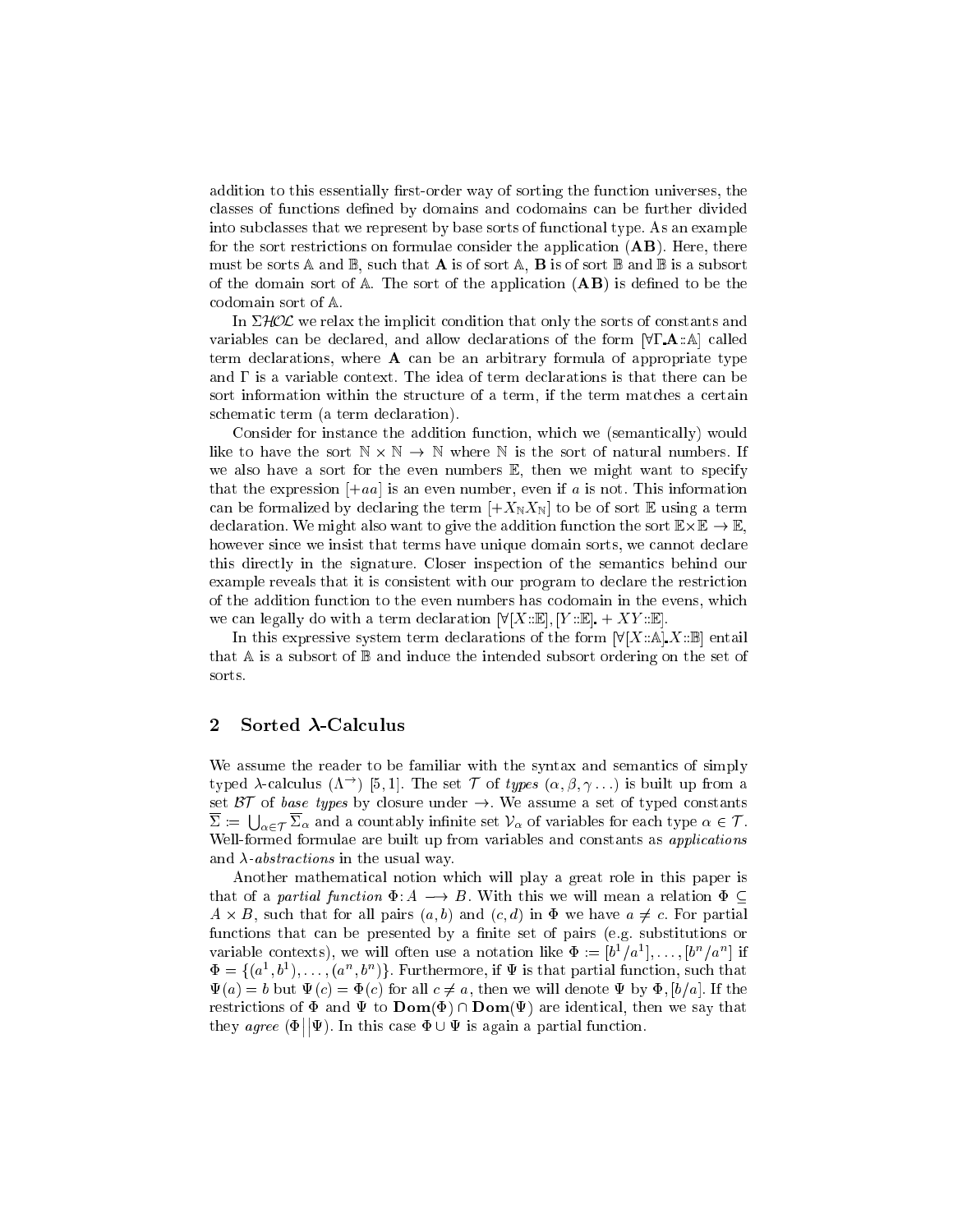addition to this essentially first-order way of sorting the function universes, the classes of functions defined by domains and codomains can be further divided into subclasses that we represent by base sorts of functional type. As an example for the sort restrictions on formulae consider the application $(\mathbf{AB})$. Here, there must be sorts $\mathbb{A}$ and $\mathbb{B}$, such that $\mathbf{A}$ is of sort $\mathbb{A}$, $\mathbf{B}$ is of sort $\mathbb{B}$ and $\mathbb{B}$ is a subsort of the domain sort of $\mathbb{A}$. The sort of the application $(\mathbf{AB})$ is defined to be the codomain sort of $\mathbb{A}$.

In $\Sigma\mathcal{HOL}$ we relax the implicit condition that only the sorts of constants and variables can be declared, and allow declarations of the form $[\forall \Gamma_{\bullet} \mathbf{A} :: \mathbb{A}]$ called term declarations, where $\mathbf{A}$ can be an arbitrary formula of appropriate type and $\Gamma$ is a variable context. The idea of term declarations is that there can be sort information within the structure of a term, if the term matches a certain schematic term (a term declaration).

Consider for instance the addition function, which we (semantically) would like to have the sort $\mathbb{N} \times \mathbb{N} \to \mathbb{N}$ where $\mathbb{N}$ is the sort of natural numbers. If we also have a sort for the even numbers $\mathbb{E}$, then we might want to specify that the expression $[+aa]$ is an even number, even if $a$ is not. This information can be formalized by declaring the term $[+X_{\mathbb{N}}X_{\mathbb{N}}]$ to be of sort $\mathbb{E}$ using a term declaration. We might also want to give the addition function the sort $\mathbb{E}\times\mathbb{E} \to \mathbb{E}$, however since we insist that terms have unique domain sorts, we cannot declare this directly in the signature. Closer inspection of the semantics behind our example reveals that it is consistent with our program to declare the restriction of the addition function to the even numbers has codomain in the evens, which we can legally do with a term declaration $[\forall [X :: \mathbb{E}], [Y :: \mathbb{E}]_{\bullet} + XY :: \mathbb{E}]$.

In this expressive system term declarations of the form $[\forall [X :: \mathbb{A}]_{\bullet} X :: \mathbb{B}]$ entail that $\mathbb{A}$ is a subsort of $\mathbb{B}$ and induce the intended subsort ordering on the set of sorts.

## 2 Sorted λ-Calculus

We assume the reader to be familiar with the syntax and semantics of simply typed $\lambda$-calculus ($\Lambda^{\to}$) [5, 1]. The set $\mathcal{T}$ of *types* $(\alpha, \beta, \gamma \ldots)$ is built up from a set $\mathcal{BT}$ of *base types* by closure under $\to$. We assume a set of typed constants $\overline{\Sigma} := \bigcup_{\alpha\in\mathcal{T}} \overline{\Sigma}_\alpha$ and a countably infinite set $\mathcal{V}_\alpha$ of variables for each type $\alpha \in \mathcal{T}$. Well-formed formulae are built up from variables and constants as *applications* and *$\lambda$-abstractions* in the usual way.

Another mathematical notion which will play a great role in this paper is that of a *partial function* $\Phi : A \longrightarrow B$. With this we will mean a relation $\Phi \subseteq A \times B$, such that for all pairs $(a, b)$ and $(c, d)$ in $\Phi$ we have $a \neq c$. For partial functions that can be presented by a finite set of pairs (e.g. substitutions or variable contexts), we will often use a notation like $\Phi := [b^1/a^1], \ldots, [b^n/a^n]$ if $\Phi = \{(a^1, b^1), \ldots, (a^n, b^n)\}$. Furthermore, if $\Psi$ is that partial function, such that $\Psi(a) = b$ but $\Psi(c) = \Phi(c)$ for all $c \neq a$, then we will denote $\Psi$ by $\Phi, [b/a]$. If the restrictions of $\Phi$ and $\Psi$ to $\mathbf{Dom}(\Phi) \cap \mathbf{Dom}(\Psi)$ are identical, then we say that they *agree* $(\Phi \| \Psi)$. In this case $\Phi \cup \Psi$ is again a partial function.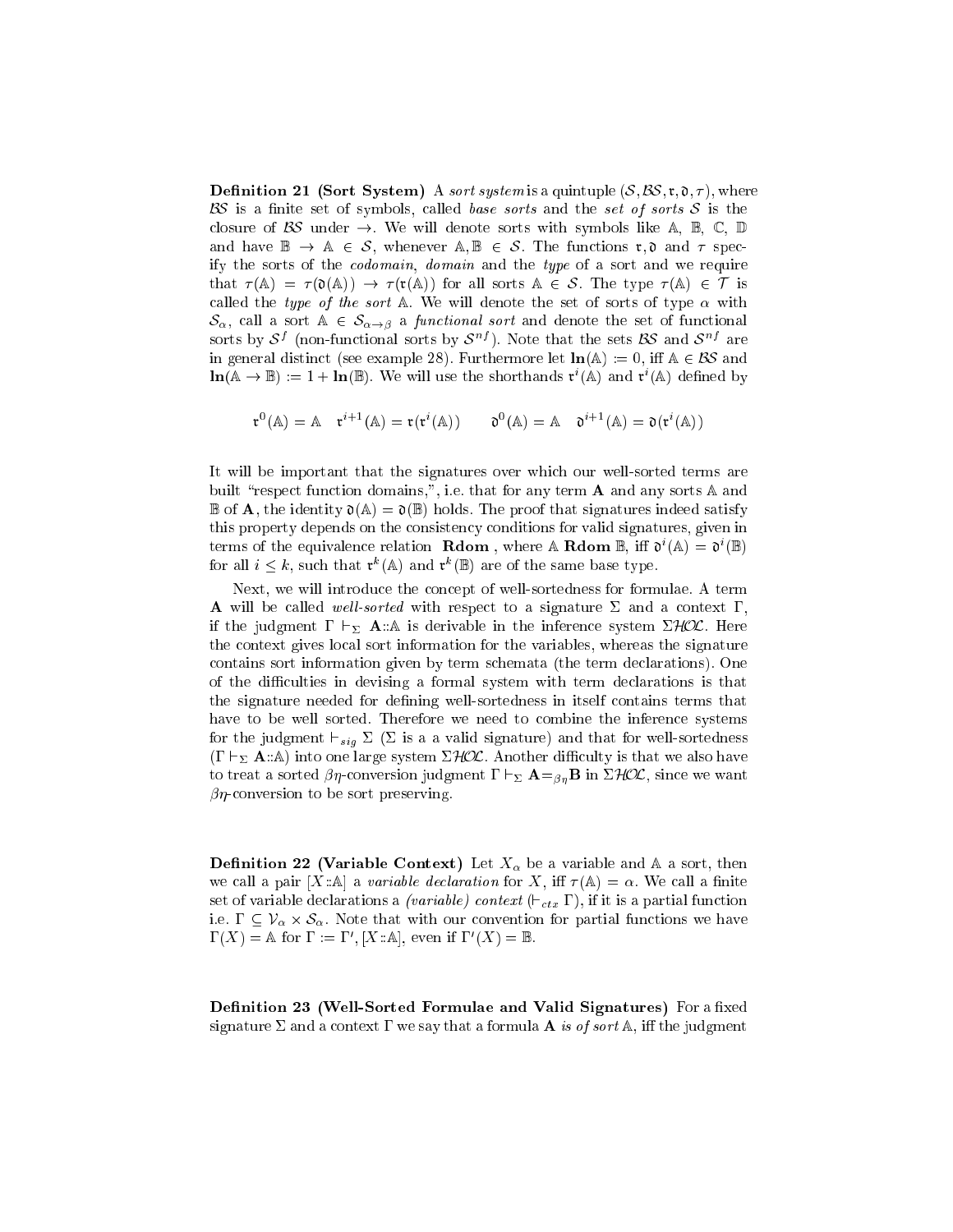**Definition 21 (Sort System)** A *sort system* is a quintuple $(\mathcal{S}, \mathcal{BS}, \mathfrak{r}, \mathfrak{d}, \tau)$, where $\mathcal{BS}$ is a finite set of symbols, called *base sorts* and the *set of sorts* $\mathcal{S}$ is the closure of $\mathcal{BS}$ under $\rightarrow$. We will denote sorts with symbols like $\mathbb{A}$, $\mathbb{B}$, $\mathbb{C}$, $\mathbb{D}$ and have $\mathbb{B} \rightarrow \mathbb{A} \in \mathcal{S}$, whenever $\mathbb{A}, \mathbb{B} \in \mathcal{S}$. The functions $\mathfrak{r}, \mathfrak{d}$ and $\tau$ specify the sorts of the *codomain*, *domain* and the *type* of a sort and we require that $\tau(\mathbb{A}) = \tau(\mathfrak{d}(\mathbb{A})) \rightarrow \tau(\mathfrak{r}(\mathbb{A}))$ for all sorts $\mathbb{A} \in \mathcal{S}$. The type $\tau(\mathbb{A}) \in \mathcal{T}$ is called the *type of the sort* $\mathbb{A}$. We will denote the set of sorts of type $\alpha$ with $\mathcal{S}_\alpha$, call a sort $\mathbb{A} \in \mathcal{S}_{\alpha \rightarrow \beta}$ a *functional sort* and denote the set of functional sorts by $\mathcal{S}^f$ (non-functional sorts by $\mathcal{S}^{nf}$). Note that the sets $\mathcal{BS}$ and $\mathcal{S}^{nf}$ are in general distinct (see example 28). Furthermore let $\mathbf{ln}(\mathbb{A}) := 0$, iff $\mathbb{A} \in \mathcal{BS}$ and $\mathbf{ln}(\mathbb{A} \rightarrow \mathbb{B}) := 1 + \mathbf{ln}(\mathbb{B})$. We will use the shorthands $\mathfrak{r}^i(\mathbb{A})$ and $\mathfrak{r}^i(\mathbb{A})$ defined by

$$\mathfrak{r}^0(\mathbb{A}) = \mathbb{A} \quad \mathfrak{r}^{i+1}(\mathbb{A}) = \mathfrak{r}(\mathfrak{r}^i(\mathbb{A})) \qquad \mathfrak{d}^0(\mathbb{A}) = \mathbb{A} \quad \mathfrak{d}^{i+1}(\mathbb{A}) = \mathfrak{d}(\mathfrak{r}^i(\mathbb{A}))$$

It will be important that the signatures over which our well-sorted terms are built "respect function domains,", i.e. that for any term $\mathbf{A}$ and any sorts $\mathbb{A}$ and $\mathbb{B}$ of $\mathbf{A}$, the identity $\mathfrak{d}(\mathbb{A}) = \mathfrak{d}(\mathbb{B})$ holds. The proof that signatures indeed satisfy this property depends on the consistency conditions for valid signatures, given in terms of the equivalence relation $\mathbf{Rdom}$, where $\mathbb{A}\ \mathbf{Rdom}\ \mathbb{B}$, iff $\mathfrak{d}^i(\mathbb{A}) = \mathfrak{d}^i(\mathbb{B})$ for all $i \leq k$, such that $\mathfrak{r}^k(\mathbb{A})$ and $\mathfrak{r}^k(\mathbb{B})$ are of the same base type.

Next, we will introduce the concept of well-sortedness for formulae. A term $\mathbf{A}$ will be called *well-sorted* with respect to a signature $\Sigma$ and a context $\Gamma$, if the judgment $\Gamma \vdash_\Sigma \mathbf{A} :: \mathbb{A}$ is derivable in the inference system $\Sigma\mathcal{HOL}$. Here the context gives local sort information for the variables, whereas the signature contains sort information given by term schemata (the term declarations). One of the difficulties in devising a formal system with term declarations is that the signature needed for defining well-sortedness in itself contains terms that have to be well sorted. Therefore we need to combine the inference systems for the judgment $\vdash_{sig} \Sigma$ ($\Sigma$ is a a valid signature) and that for well-sortedness ($\Gamma \vdash_\Sigma \mathbf{A} :: \mathbb{A}$) into one large system $\Sigma\mathcal{HOL}$. Another difficulty is that we also have to treat a sorted $\beta\eta$-conversion judgment $\Gamma \vdash_\Sigma \mathbf{A} =_{\beta\eta} \mathbf{B}$ in $\Sigma\mathcal{HOL}$, since we want $\beta\eta$-conversion to be sort preserving.

**Definition 22 (Variable Context)** Let $X_\alpha$ be a variable and $\mathbb{A}$ a sort, then we call a pair $[X :: \mathbb{A}]$ a *variable declaration* for $X$, iff $\tau(\mathbb{A}) = \alpha$. We call a finite set of variable declarations a *(variable) context* ($\vdash_{ctx} \Gamma$), if it is a partial function i.e. $\Gamma \subseteq \mathcal{V}_\alpha \times \mathcal{S}_\alpha$. Note that with our convention for partial functions we have $\Gamma(X) = \mathbb{A}$ for $\Gamma := \Gamma', [X :: \mathbb{A}]$, even if $\Gamma'(X) = \mathbb{B}$.

**Definition 23 (Well-Sorted Formulae and Valid Signatures)** For a fixed signature $\Sigma$ and a context $\Gamma$ we say that a formula $\mathbf{A}$ *is of sort* $\mathbb{A}$, iff the judgment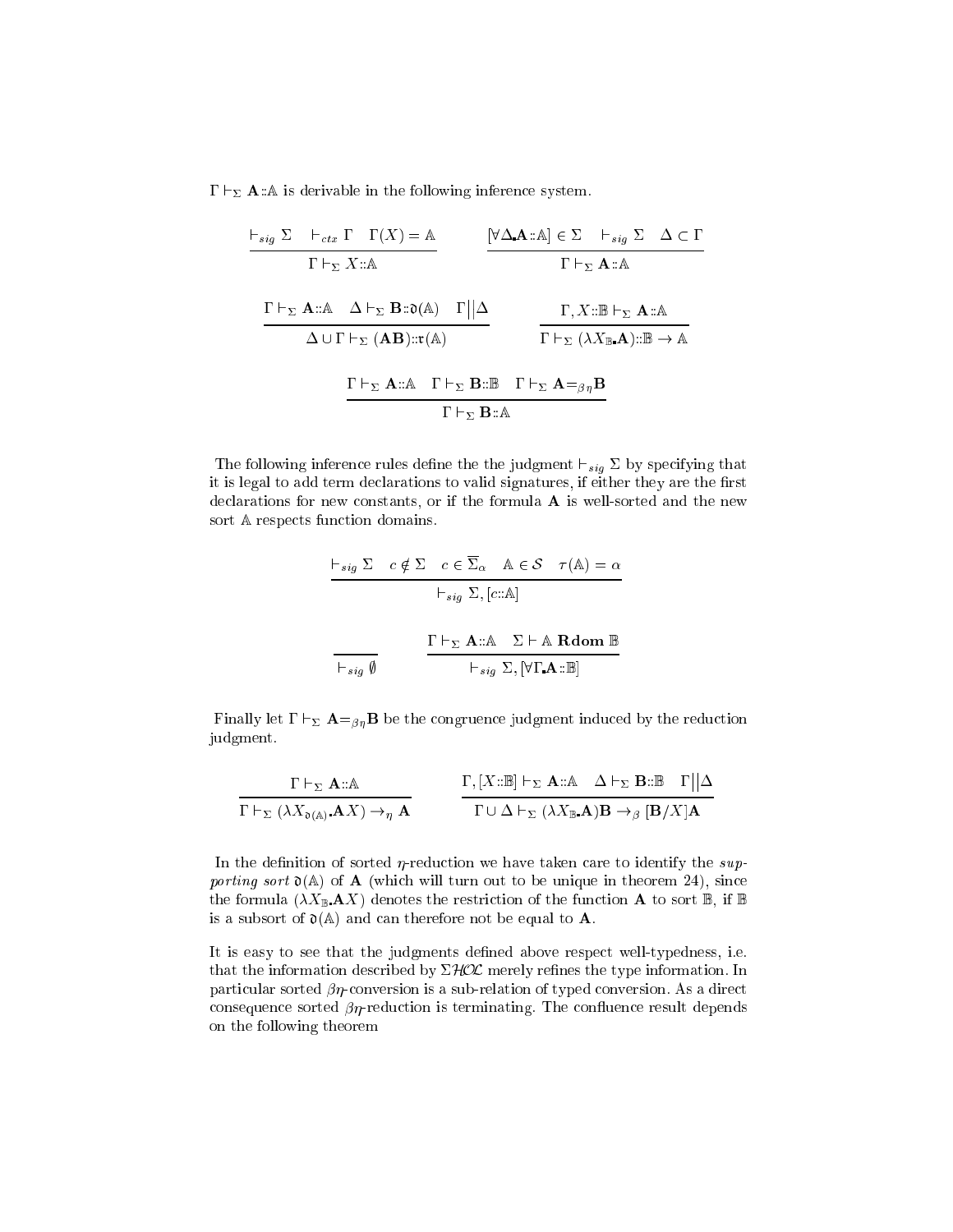$\Gamma \vdash_\Sigma \mathbf{A} :: \mathbb{A}$ is derivable in the following inference system.

$$\frac{\vdash_{sig} \Sigma \quad \vdash_{ctx} \Gamma \quad \Gamma(X) = \mathbb{A}}{\Gamma \vdash_\Sigma X :: \mathbb{A}} \qquad \frac{[\forall \Delta_{\bullet} \mathbf{A} :: \mathbb{A}] \in \Sigma \quad \vdash_{sig} \Sigma \quad \Delta \subset \Gamma}{\Gamma \vdash_\Sigma \mathbf{A} :: \mathbb{A}}$$

$$\frac{\Gamma \vdash_\Sigma \mathbf{A} :: \mathbb{A} \quad \Delta \vdash_\Sigma \mathbf{B} :: \mathfrak{d}(\mathbb{A}) \quad \Gamma \big|\big| \Delta}{\Delta \cup \Gamma \vdash_\Sigma (\mathbf{A}\mathbf{B}) :: \mathfrak{r}(\mathbb{A})} \qquad \frac{\Gamma, X :: \mathbb{B} \vdash_\Sigma \mathbf{A} :: \mathbb{A}}{\Gamma \vdash_\Sigma (\lambda X_{\mathbb{B}} \mathbf{.} \mathbf{A}) :: \mathbb{B} \to \mathbb{A}}$$

$$\frac{\Gamma \vdash_\Sigma \mathbf{A} :: \mathbb{A} \quad \Gamma \vdash_\Sigma \mathbf{B} :: \mathbb{B} \quad \Gamma \vdash_\Sigma \mathbf{A} =_{\beta\eta} \mathbf{B}}{\Gamma \vdash_\Sigma \mathbf{B} :: \mathbb{A}}$$

The following inference rules define the the judgment $\vdash_{sig} \Sigma$ by specifying that it is legal to add term declarations to valid signatures, if either they are the first declarations for new constants, or if the formula $\mathbf{A}$ is well-sorted and the new sort $\mathbb{A}$ respects function domains.

$$\frac{\vdash_{sig} \Sigma \quad c \notin \Sigma \quad c \in \overline{\Sigma}_\alpha \quad \mathbb{A} \in \mathcal{S} \quad \tau(\mathbb{A}) = \alpha}{\vdash_{sig} \Sigma, [c :: \mathbb{A}]}$$

$$\frac{}{\vdash_{sig} \emptyset} \qquad \frac{\Gamma \vdash_\Sigma \mathbf{A} :: \mathbb{A} \quad \Sigma \vdash \mathbb{A} \ \mathbf{Rdom} \ \mathbb{B}}{\vdash_{sig} \Sigma, [\forall \Gamma_{\bullet} \mathbf{A} :: \mathbb{B}]}$$

Finally let $\Gamma \vdash_\Sigma \mathbf{A} =_{\beta\eta} \mathbf{B}$ be the congruence judgment induced by the reduction judgment.

$$\frac{\Gamma \vdash_\Sigma \mathbf{A} :: \mathbb{A}}{\Gamma \vdash_\Sigma (\lambda X_{\mathfrak{d}(\mathbb{A})} \mathbf{.} \mathbf{A} X) \to_\eta \mathbf{A}} \qquad \frac{\Gamma, [X :: \mathbb{B}] \vdash_\Sigma \mathbf{A} :: \mathbb{A} \quad \Delta \vdash_\Sigma \mathbf{B} :: \mathbb{B} \quad \Gamma \big|\big| \Delta}{\Gamma \cup \Delta \vdash_\Sigma (\lambda X_{\mathbb{B}} \mathbf{.} \mathbf{A}) \mathbf{B} \to_\beta [\mathbf{B}/X] \mathbf{A}}$$

In the definition of sorted $\eta$-reduction we have taken care to identify the *supporting sort* $\mathfrak{d}(\mathbb{A})$ of $\mathbf{A}$ (which will turn out to be unique in theorem 24), since the formula $(\lambda X_{\mathbb{B}} \mathbf{.} \mathbf{A} X)$ denotes the restriction of the function $\mathbf{A}$ to sort $\mathbb{B}$, if $\mathbb{B}$ is a subsort of $\mathfrak{d}(\mathbb{A})$ and can therefore not be equal to $\mathbf{A}$.

It is easy to see that the judgments defined above respect well-typedness, i.e. that the information described by $\Sigma\mathcal{HOL}$ merely refines the type information. In particular sorted $\beta\eta$-conversion is a sub-relation of typed conversion. As a direct consequence sorted $\beta\eta$-reduction is terminating. The confluence result depends on the following theorem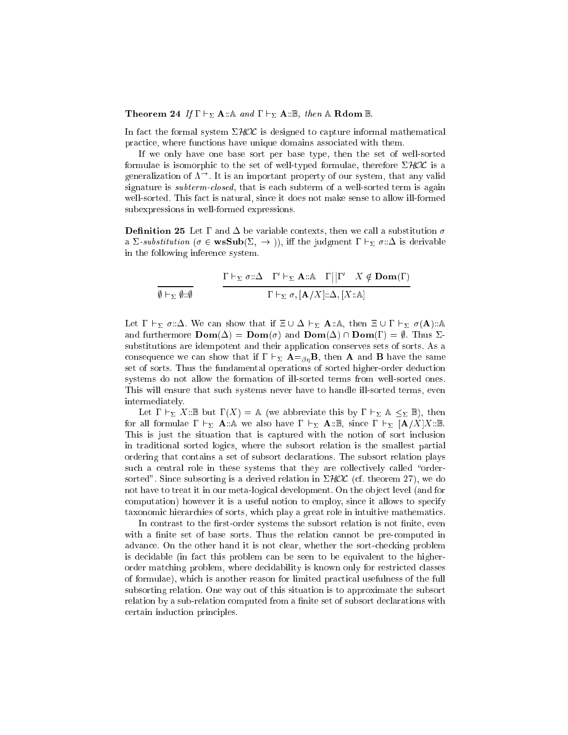**Theorem 24** *If* $\Gamma \vdash_\Sigma \mathbf{A}::\mathbb{A}$ *and* $\Gamma \vdash_\Sigma \mathbf{A}::\mathbb{B}$, *then* $\mathbb{A}$ $\mathbf{Rdom}$ $\mathbb{B}$.

In fact the formal system $\Sigma\mathcal{HOL}$ is designed to capture informal mathematical practice, where functions have unique domains associated with them.

If we only have one base sort per base type, then the set of well-sorted formulae is isomorphic to the set of well-typed formulae, therefore $\Sigma\mathcal{HOL}$ is a generalization of $\Lambda^{\rightarrow}$. It is an important property of our system, that any valid signature is *subterm-closed*, that is each subterm of a well-sorted term is again well-sorted. This fact is natural, since it does not make sense to allow ill-formed subexpressions in well-formed expressions.

**Definition 25** Let $\Gamma$ and $\Delta$ be variable contexts, then we call a substitution $\sigma$ a $\Sigma$-*substitution* ($\sigma \in \mathbf{wsSub}(\Sigma, \rightarrow)$), iff the judgment $\Gamma \vdash_\Sigma \sigma::\Delta$ is derivable in the following inference system.

$$\frac{}{\emptyset \vdash_\Sigma \emptyset::\emptyset} \qquad \frac{\Gamma \vdash_\Sigma \sigma::\Delta \quad \Gamma' \vdash_\Sigma \mathbf{A}::\mathbb{A} \quad \Gamma\|\Gamma' \quad X \notin \mathbf{Dom}(\Gamma)}{\Gamma \vdash_\Sigma \sigma, [\mathbf{A}/X]::\Delta, [X::\mathbb{A}]}$$

Let $\Gamma \vdash_\Sigma \sigma::\Delta$. We can show that if $\Xi \cup \Delta \vdash_\Sigma \mathbf{A}::\mathbb{A}$, then $\Xi \cup \Gamma \vdash_\Sigma \sigma(\mathbf{A})::\mathbb{A}$ and furthermore $\mathbf{Dom}(\Delta) = \mathbf{Dom}(\sigma)$ and $\mathbf{Dom}(\Delta) \cap \mathbf{Dom}(\Gamma) = \emptyset$. Thus $\Sigma$-substitutions are idempotent and their application conserves sets of sorts. As a consequence we can show that if $\Gamma \vdash_\Sigma \mathbf{A} =_{\beta\eta} \mathbf{B}$, then $\mathbf{A}$ and $\mathbf{B}$ have the same set of sorts. Thus the fundamental operations of sorted higher-order deduction systems do not allow the formation of ill-sorted terms from well-sorted ones. This will ensure that such systems never have to handle ill-sorted terms, even intermediately.

Let $\Gamma \vdash_\Sigma X::\mathbb{B}$ but $\Gamma(X) = \mathbb{A}$ (we abbreviate this by $\Gamma \vdash_\Sigma \mathbb{A} \leq_\Sigma \mathbb{B}$), then for all formulae $\Gamma \vdash_\Sigma \mathbf{A}::\mathbb{A}$ we also have $\Gamma \vdash_\Sigma \mathbf{A}::\mathbb{B}$, since $\Gamma \vdash_\Sigma [\mathbf{A}/X]X::\mathbb{B}$. This is just the situation that is captured with the notion of sort inclusion in traditional sorted logics, where the subsort relation is the smallest partial ordering that contains a set of subsort declarations. The subsort relation plays such a central role in these systems that they are collectively called "order-sorted". Since subsorting is a derived relation in $\Sigma\mathcal{HOL}$ (cf. theorem 27), we do not have to treat it in our meta-logical development. On the object level (and for computation) however it is a useful notion to employ, since it allows to specify taxonomic hierarchies of sorts, which play a great role in intuitive mathematics.

In contrast to the first-order systems the subsort relation is not finite, even with a finite set of base sorts. Thus the relation cannot be pre-computed in advance. On the other hand it is not clear, whether the sort-checking problem is decidable (in fact this problem can be seen to be equivalent to the higher-order matching problem, where decidability is known only for restricted classes of formulae), which is another reason for limited practical usefulness of the full subsorting relation. One way out of this situation is to approximate the subsort relation by a sub-relation computed from a finite set of subsort declarations with certain induction principles.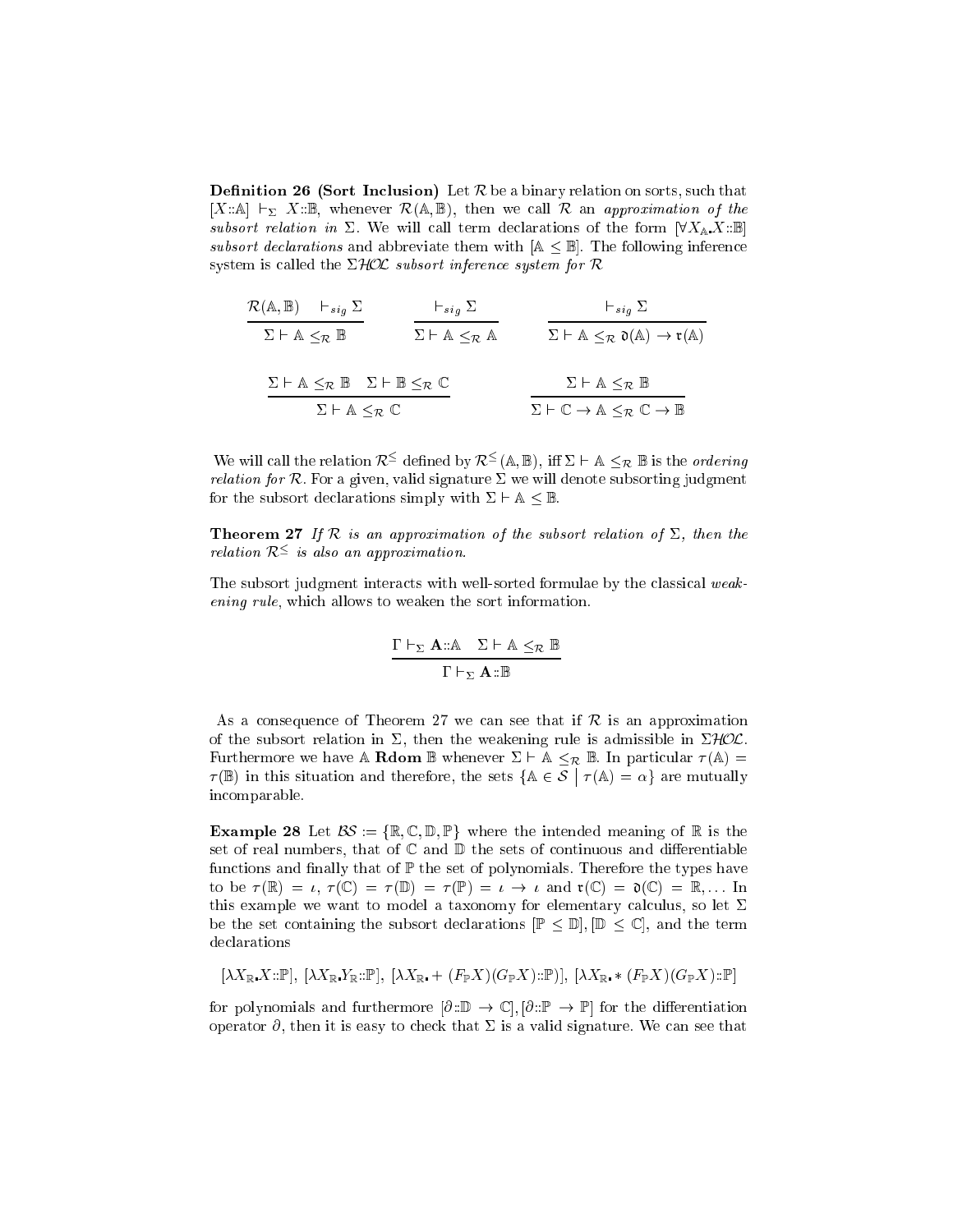**Definition 26 (Sort Inclusion)** Let $\mathcal{R}$ be a binary relation on sorts, such that $[X{::}\mathbb{A}] \vdash_\Sigma X{::}\mathbb{B}$, whenever $\mathcal{R}(\mathbb{A}, \mathbb{B})$, then we call $\mathcal{R}$ an *approximation of the subsort relation in* $\Sigma$. We will call term declarations of the form $[\forall X_\mathbb{A}. X{::}\mathbb{B}]$ *subsort declarations* and abbreviate them with $[\mathbb{A} \leq \mathbb{B}]$. The following inference system is called the $\Sigma\mathcal{HOL}$ *subsort inference system for* $\mathcal{R}$

$$\frac{\mathcal{R}(\mathbb{A}, \mathbb{B}) \quad \vdash_{sig} \Sigma}{\Sigma \vdash \mathbb{A} \leq_\mathcal{R} \mathbb{B}} \qquad \frac{\vdash_{sig} \Sigma}{\Sigma \vdash \mathbb{A} \leq_\mathcal{R} \mathbb{A}} \qquad \frac{\vdash_{sig} \Sigma}{\Sigma \vdash \mathbb{A} \leq_\mathcal{R} \mathfrak{d}(\mathbb{A}) \to \mathfrak{r}(\mathbb{A})}$$

$$\frac{\Sigma \vdash \mathbb{A} \leq_\mathcal{R} \mathbb{B} \quad \Sigma \vdash \mathbb{B} \leq_\mathcal{R} \mathbb{C}}{\Sigma \vdash \mathbb{A} \leq_\mathcal{R} \mathbb{C}} \qquad \frac{\Sigma \vdash \mathbb{A} \leq_\mathcal{R} \mathbb{B}}{\Sigma \vdash \mathbb{C} \to \mathbb{A} \leq_\mathcal{R} \mathbb{C} \to \mathbb{B}}$$

We will call the relation $\mathcal{R}^\leq$ defined by $\mathcal{R}^\leq(\mathbb{A}, \mathbb{B})$, iff $\Sigma \vdash \mathbb{A} \leq_\mathcal{R} \mathbb{B}$ is the *ordering relation for* $\mathcal{R}$. For a given, valid signature $\Sigma$ we will denote subsorting judgment for the subsort declarations simply with $\Sigma \vdash \mathbb{A} \leq \mathbb{B}$.

**Theorem 27** *If* $\mathcal{R}$ *is an approximation of the subsort relation of* $\Sigma$*, then the relation* $\mathcal{R}^\leq$ *is also an approximation.*

The subsort judgment interacts with well-sorted formulae by the classical *weakening rule*, which allows to weaken the sort information.

$$\frac{\Gamma \vdash_\Sigma \mathbf{A}{::}\mathbb{A} \quad \Sigma \vdash \mathbb{A} \leq_\mathcal{R} \mathbb{B}}{\Gamma \vdash_\Sigma \mathbf{A}{::}\mathbb{B}}$$

As a consequence of Theorem 27 we can see that if $\mathcal{R}$ is an approximation of the subsort relation in $\Sigma$, then the weakening rule is admissible in $\Sigma\mathcal{HOL}$. Furthermore we have $\mathbb{A}$ **Rdom** $\mathbb{B}$ whenever $\Sigma \vdash \mathbb{A} \leq_\mathcal{R} \mathbb{B}$. In particular $\tau(\mathbb{A}) = \tau(\mathbb{B})$ in this situation and therefore, the sets $\{\mathbb{A} \in \mathcal{S} \mid \tau(\mathbb{A}) = \alpha\}$ are mutually incomparable.

**Example 28** Let $\mathcal{BS} := \{\mathbb{R}, \mathbb{C}, \mathbb{D}, \mathbb{P}\}$ where the intended meaning of $\mathbb{R}$ is the set of real numbers, that of $\mathbb{C}$ and $\mathbb{D}$ the sets of continuous and differentiable functions and finally that of $\mathbb{P}$ the set of polynomials. Therefore the types have to be $\tau(\mathbb{R}) = \iota$, $\tau(\mathbb{C}) = \tau(\mathbb{D}) = \tau(\mathbb{P}) = \iota \to \iota$ and $\mathfrak{r}(\mathbb{C}) = \mathfrak{d}(\mathbb{C}) = \mathbb{R}, \ldots$ In this example we want to model a taxonomy for elementary calculus, so let $\Sigma$ be the set containing the subsort declarations $[\mathbb{P} \leq \mathbb{D}], [\mathbb{D} \leq \mathbb{C}]$, and the term declarations

$$[\lambda X_\mathbb{R}. X{::}\mathbb{P}],\ [\lambda X_\mathbb{R}. Y_\mathbb{R}{::}\mathbb{P}],\ [\lambda X_\mathbb{R}. + (F_\mathbb{P} X)(G_\mathbb{P} X){::}\mathbb{P})],\ [\lambda X_\mathbb{R}. * (F_\mathbb{P} X)(G_\mathbb{P} X){::}\mathbb{P}]$$

for polynomials and furthermore $[\partial{::}\mathbb{D} \to \mathbb{C}], [\partial{::}\mathbb{P} \to \mathbb{P}]$ for the differentiation operator $\partial$, then it is easy to check that $\Sigma$ is a valid signature. We can see that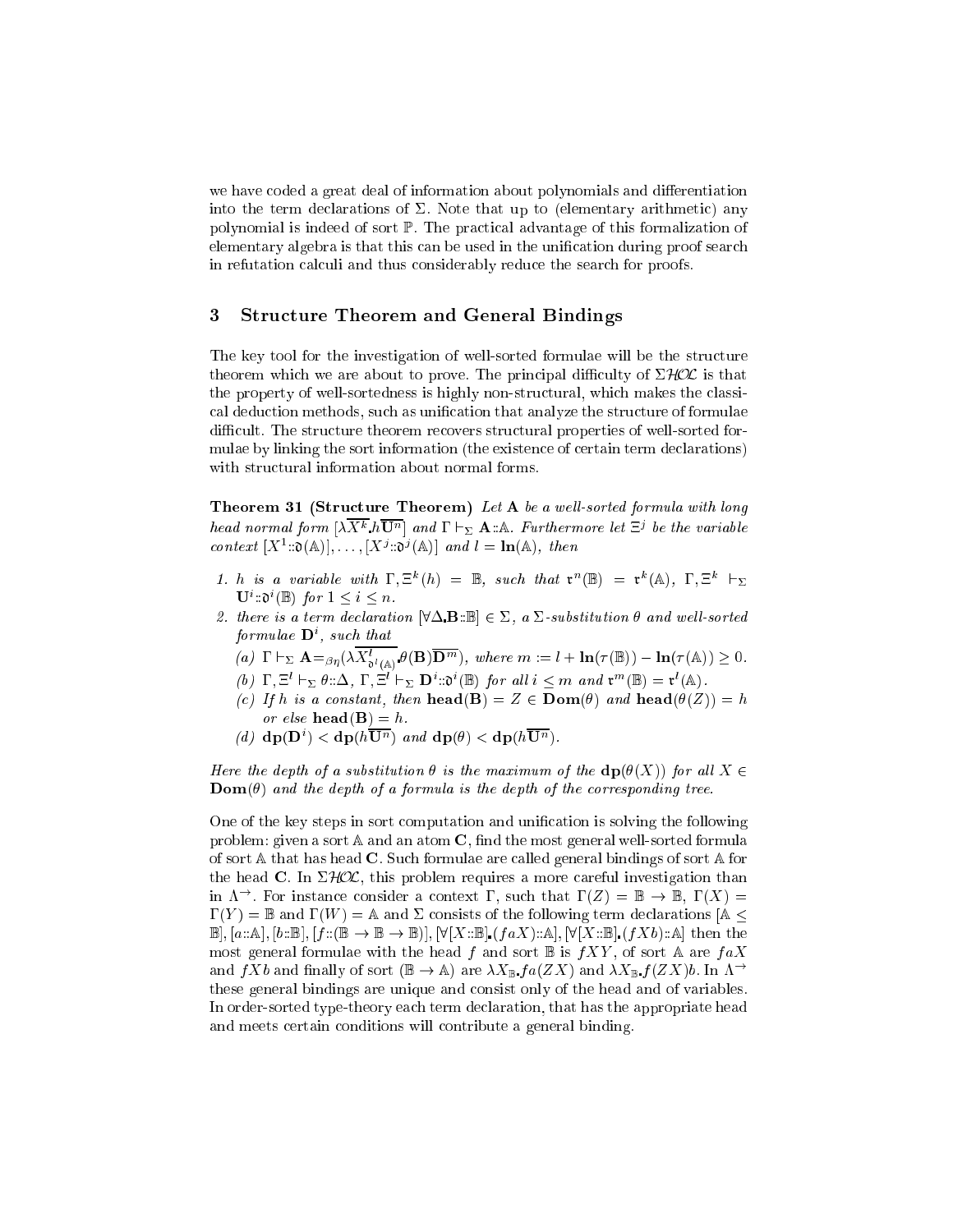we have coded a great deal of information about polynomials and differentiation into the term declarations of $\Sigma$. Note that up to (elementary arithmetic) any polynomial is indeed of sort $\mathbb{P}$. The practical advantage of this formalization of elementary algebra is that this can be used in the unification during proof search in refutation calculi and thus considerably reduce the search for proofs.

## 3 Structure Theorem and General Bindings

The key tool for the investigation of well-sorted formulae will be the structure theorem which we are about to prove. The principal difficulty of $\Sigma\mathcal{HOL}$ is that the property of well-sortedness is highly non-structural, which makes the classical deduction methods, such as unification that analyze the structure of formulae difficult. The structure theorem recovers structural properties of well-sorted formulae by linking the sort information (the existence of certain term declarations) with structural information about normal forms.

**Theorem 31 (Structure Theorem)** *Let* $\mathbf{A}$ *be a well-sorted formula with long head normal form* $[\lambda\overline{X^k}.h\overline{\mathbf{U}^n}]$ *and* $\Gamma \vdash_\Sigma \mathbf{A} :: \mathbb{A}$. *Furthermore let* $\Xi^j$ *be the variable context* $[X^1 :: \mathfrak{d}(\mathbb{A})], \ldots, [X^j :: \mathfrak{d}^j(\mathbb{A})]$ *and* $l = \mathbf{ln}(\mathbb{A})$, *then*

1. *$h$ is a variable with* $\Gamma, \Xi^k(h) = \mathbb{B}$, *such that* $\mathfrak{r}^n(\mathbb{B}) = \mathfrak{r}^k(\mathbb{A})$, $\Gamma, \Xi^k \vdash_\Sigma \mathbf{U}^i :: \mathfrak{d}^i(\mathbb{B})$ *for* $1 \leq i \leq n$.
2. *there is a term declaration* $[\forall\Delta.\mathbf{B} :: \mathbb{B}] \in \Sigma$, *a* $\Sigma$*-substitution* $\theta$ *and well-sorted formulae* $\mathbf{D}^i$, *such that*
   (a) $\Gamma \vdash_\Sigma \mathbf{A} =_{\beta\eta} (\lambda\overline{X^l_{\mathfrak{d}^l(\mathbb{A})}}.\theta(\mathbf{B})\overline{\mathbf{D}^m})$, *where* $m := l + \mathbf{ln}(\tau(\mathbb{B})) - \mathbf{ln}(\tau(\mathbb{A})) \geq 0$.
   (b) $\Gamma, \Xi^l \vdash_\Sigma \theta :: \Delta$, $\Gamma, \Xi^l \vdash_\Sigma \mathbf{D}^i :: \mathfrak{d}^i(\mathbb{B})$ *for all* $i \leq m$ *and* $\mathfrak{r}^m(\mathbb{B}) = \mathfrak{r}^l(\mathbb{A})$.
   (c) *If* $h$ *is a constant, then* $\mathbf{head}(\mathbf{B}) = Z \in \mathbf{Dom}(\theta)$ *and* $\mathbf{head}(\theta(Z)) = h$ *or else* $\mathbf{head}(\mathbf{B}) = h$.
   (d) $\mathbf{dp}(\mathbf{D}^i) < \mathbf{dp}(h\overline{\mathbf{U}^n})$ *and* $\mathbf{dp}(\theta) < \mathbf{dp}(h\overline{\mathbf{U}^n})$.

*Here the depth of a substitution* $\theta$ *is the maximum of the* $\mathbf{dp}(\theta(X))$ *for all* $X \in \mathbf{Dom}(\theta)$ *and the depth of a formula is the depth of the corresponding tree.*

One of the key steps in sort computation and unification is solving the following problem: given a sort $\mathbb{A}$ and an atom $\mathbf{C}$, find the most general well-sorted formula of sort $\mathbb{A}$ that has head $\mathbf{C}$. Such formulae are called general bindings of sort $\mathbb{A}$ for the head $\mathbf{C}$. In $\Sigma\mathcal{HOL}$, this problem requires a more careful investigation than in $\Lambda^{\rightarrow}$. For instance consider a context $\Gamma$, such that $\Gamma(Z) = \mathbb{B} \rightarrow \mathbb{B}$, $\Gamma(X) = \Gamma(Y) = \mathbb{B}$ and $\Gamma(W) = \mathbb{A}$ and $\Sigma$ consists of the following term declarations $[\mathbb{A} \leq \mathbb{B}]$, $[a :: \mathbb{A}]$, $[b :: \mathbb{B}]$, $[f :: (\mathbb{B} \rightarrow \mathbb{B} \rightarrow \mathbb{B})]$, $[\forall[X :: \mathbb{B}].(faX) :: \mathbb{A}]$, $[\forall[X :: \mathbb{B}].(fXb) :: \mathbb{A}]$ then the most general formulae with the head $f$ and sort $\mathbb{B}$ is $fXY$, of sort $\mathbb{A}$ are $faX$ and $fXb$ and finally of sort $(\mathbb{B} \rightarrow \mathbb{A})$ are $\lambda X_{\mathbb{B}}.fa(ZX)$ and $\lambda X_{\mathbb{B}}.f(ZX)b$. In $\Lambda^{\rightarrow}$ these general bindings are unique and consist only of the head and of variables. In order-sorted type-theory each term declaration, that has the appropriate head and meets certain conditions will contribute a general binding.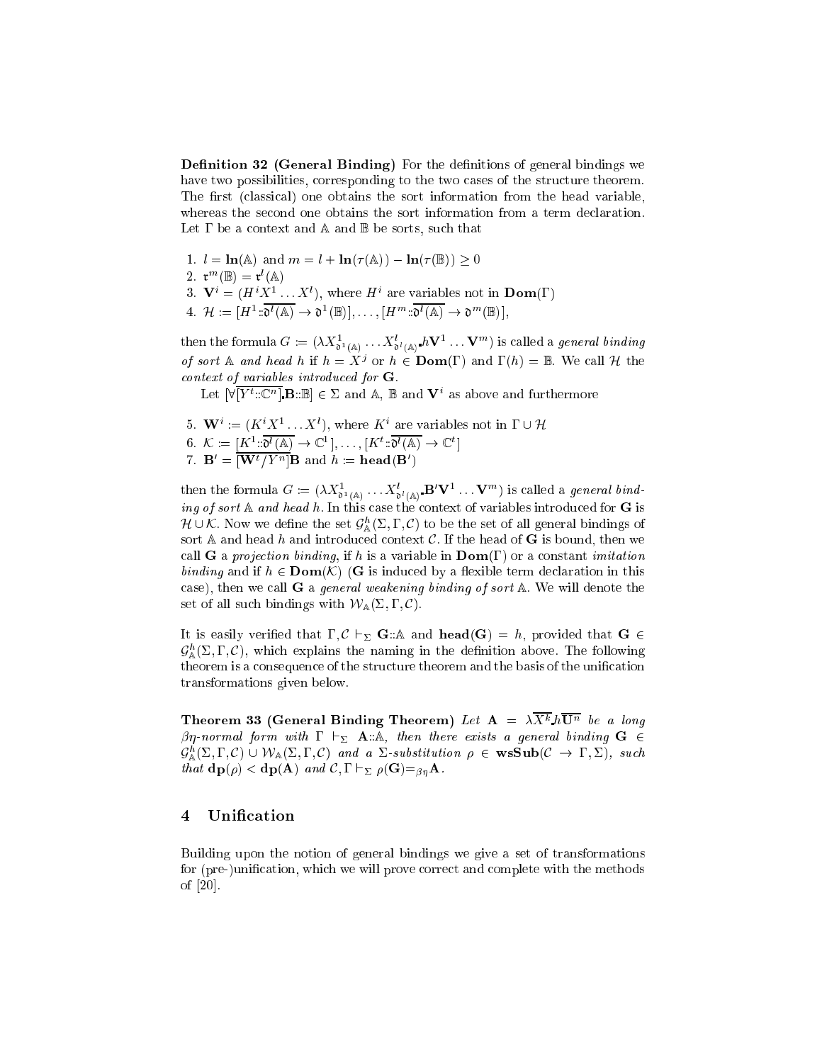**Definition 32 (General Binding)** For the definitions of general bindings we have two possibilities, corresponding to the two cases of the structure theorem. The first (classical) one obtains the sort information from the head variable, whereas the second one obtains the sort information from a term declaration. Let $\Gamma$ be a context and $\mathbb{A}$ and $\mathbb{B}$ be sorts, such that

1. $l = \mathbf{ln}(\mathbb{A})$ and $m = l + \mathbf{ln}(\tau(\mathbb{A})) - \mathbf{ln}(\tau(\mathbb{B})) \geq 0$
2. $\mathfrak{r}^m(\mathbb{B}) = \mathfrak{r}^l(\mathbb{A})$
3. $\mathbf{V}^i = (H^i X^1 \ldots X^l)$, where $H^i$ are variables not in $\mathbf{Dom}(\Gamma)$
4. $\mathcal{H} := [H^1 :: \overline{\mathfrak{d}^l(\mathbb{A})} \to \mathfrak{d}^1(\mathbb{B})], \ldots, [H^m :: \overline{\mathfrak{d}^l(\mathbb{A})} \to \mathfrak{d}^m(\mathbb{B})]$,

then the formula $G := (\lambda X^1_{\mathfrak{d}^1(\mathbb{A})} \ldots X^l_{\mathfrak{d}^l(\mathbb{A})} . h\mathbf{V}^1 \ldots \mathbf{V}^m)$ is called a *general binding of sort* $\mathbb{A}$ *and head* $h$ if $h = X^j$ or $h \in \mathbf{Dom}(\Gamma)$ and $\Gamma(h) = \mathbb{B}$. We call $\mathcal{H}$ the *context of variables introduced for* $\mathbf{G}$.

Let $[\forall \overline{[Y^t :: \mathbb{C}^n]} . \mathbf{B} :: \mathbb{B}] \in \Sigma$ and $\mathbb{A}$, $\mathbb{B}$ and $\mathbf{V}^i$ as above and furthermore

5. $\mathbf{W}^i := (K^i X^1 \ldots X^l)$, where $K^i$ are variables not in $\Gamma \cup \mathcal{H}$
6. $\mathcal{K} := \underline{[K^1 :: \overline{\mathfrak{d}^l(\mathbb{A})} \to \mathbb{C}^1]}, \ldots, [K^t :: \overline{\mathfrak{d}^l(\mathbb{A})} \to \mathbb{C}^t]$
7. $\mathbf{B}' = \overline{[\mathbf{W}^t / Y^n]}\mathbf{B}$ and $h := \mathbf{head}(\mathbf{B}')$

then the formula $G := (\lambda X^1_{\mathfrak{d}^1(\mathbb{A})} \ldots X^l_{\mathfrak{d}^l(\mathbb{A})} . \mathbf{B}'\mathbf{V}^1 \ldots \mathbf{V}^m)$ is called a *general binding of sort* $\mathbb{A}$ *and head* $h$. In this case the context of variables introduced for $\mathbf{G}$ is $\mathcal{H} \cup \mathcal{K}$. Now we define the set $\mathcal{G}^h_{\mathbb{A}}(\Sigma, \Gamma, \mathcal{C})$ to be the set of all general bindings of sort $\mathbb{A}$ and head $h$ and introduced context $\mathcal{C}$. If the head of $\mathbf{G}$ is bound, then we call $\mathbf{G}$ a *projection binding*, if $h$ is a variable in $\mathbf{Dom}(\Gamma)$ or a constant *imitation binding* and if $h \in \mathbf{Dom}(\mathcal{K})$ ($\mathbf{G}$ is induced by a flexible term declaration in this case), then we call $\mathbf{G}$ a *general weakening binding of sort* $\mathbb{A}$. We will denote the set of all such bindings with $\mathcal{W}_{\mathbb{A}}(\Sigma, \Gamma, \mathcal{C})$.

It is easily verified that $\Gamma, \mathcal{C} \vdash_\Sigma \mathbf{G} :: \mathbb{A}$ and $\mathbf{head}(\mathbf{G}) = h$, provided that $\mathbf{G} \in \mathcal{G}^h_{\mathbb{A}}(\Sigma, \Gamma, \mathcal{C})$, which explains the naming in the definition above. The following theorem is a consequence of the structure theorem and the basis of the unification transformations given below.

**Theorem 33 (General Binding Theorem)** *Let* $\mathbf{A} = \lambda \overline{X^k} . h\overline{\mathbf{U}^n}$ *be a long* $\beta\eta$*-normal form with* $\Gamma \vdash_\Sigma \mathbf{A} :: \mathbb{A}$*, then there exists a general binding* $\mathbf{G} \in \mathcal{G}^h_{\mathbb{A}}(\Sigma, \Gamma, \mathcal{C}) \cup \mathcal{W}_{\mathbb{A}}(\Sigma, \Gamma, \mathcal{C})$ *and a* $\Sigma$*-substitution* $\rho \in \mathbf{wsSub}(\mathcal{C} \to \Gamma, \Sigma)$*, such that* $\mathbf{dp}(\rho) < \mathbf{dp}(\mathbf{A})$ *and* $\mathcal{C}, \Gamma \vdash_\Sigma \rho(\mathbf{G}) =_{\beta\eta} \mathbf{A}$.

## 4 Unification

Building upon the notion of general bindings we give a set of transformations for (pre-)unification, which we will prove correct and complete with the methods of [20].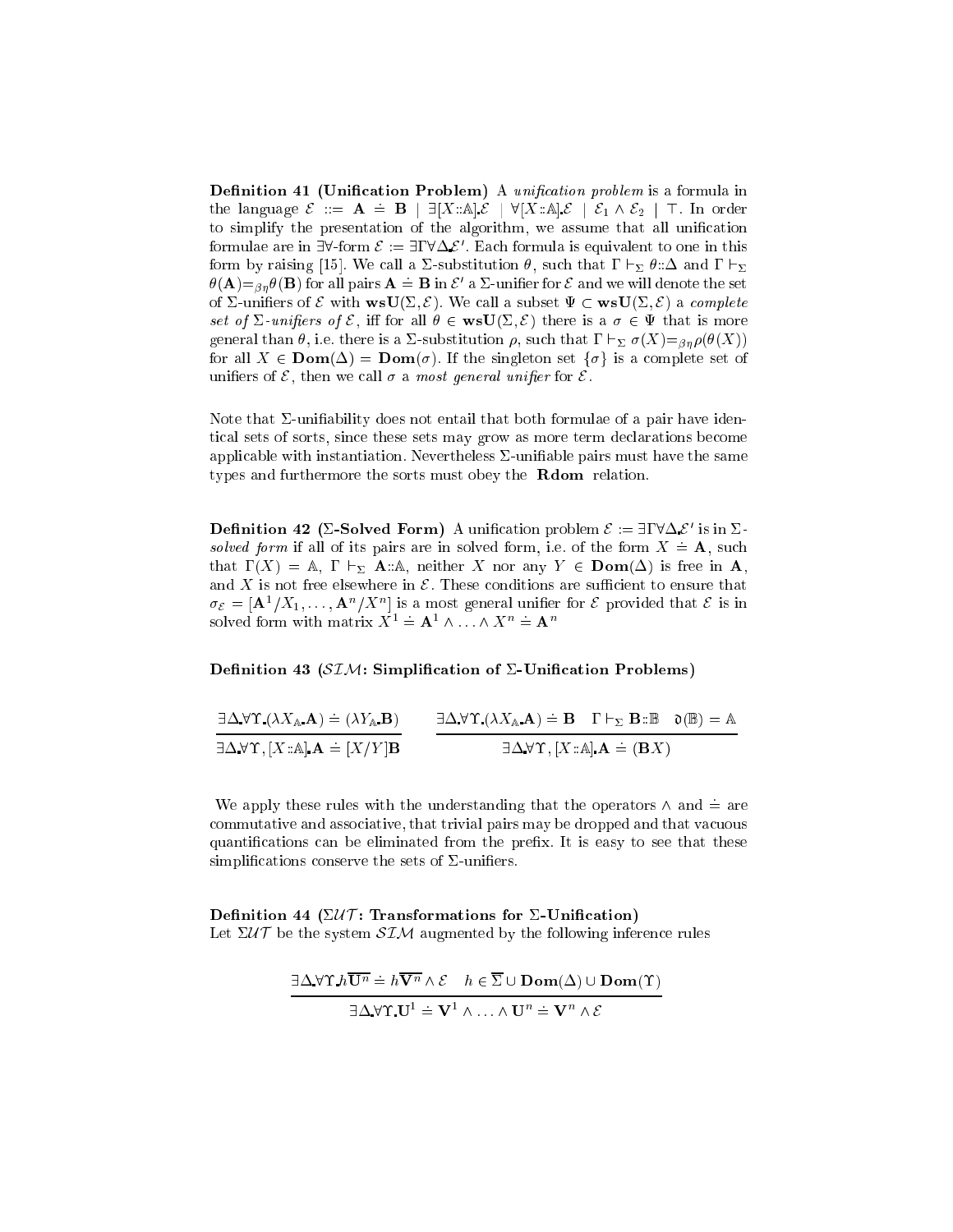**Definition 41 (Unification Problem)** A *unification problem* is a formula in the language $\mathcal{E} ::= \mathbf{A} \doteq \mathbf{B} \mid \exists[X{::}\mathbb{A}]_{\bullet}\mathcal{E} \mid \forall[X{::}\mathbb{A}]_{\bullet}\mathcal{E} \mid \mathcal{E}_1 \wedge \mathcal{E}_2 \mid \top$. In order to simplify the presentation of the algorithm, we assume that all unification formulae are in $\exists\forall$-form $\mathcal{E} := \exists\Gamma\forall\Delta_{\bullet}\mathcal{E}'$. Each formula is equivalent to one in this form by raising [15]. We call a $\Sigma$-substitution $\theta$, such that $\Gamma \vdash_\Sigma \theta{::}\Delta$ and $\Gamma \vdash_\Sigma \theta(\mathbf{A}) =_{\beta\eta} \theta(\mathbf{B})$ for all pairs $\mathbf{A} \doteq \mathbf{B}$ in $\mathcal{E}'$ a $\Sigma$-unifier for $\mathcal{E}$ and we will denote the set of $\Sigma$-unifiers of $\mathcal{E}$ with $\mathbf{wsU}(\Sigma, \mathcal{E})$. We call a subset $\Psi \subset \mathbf{wsU}(\Sigma, \mathcal{E})$ a *complete set of $\Sigma$-unifiers of $\mathcal{E}$*, iff for all $\theta \in \mathbf{wsU}(\Sigma, \mathcal{E})$ there is a $\sigma \in \Psi$ that is more general than $\theta$, i.e. there is a $\Sigma$-substitution $\rho$, such that $\Gamma \vdash_\Sigma \sigma(X) =_{\beta\eta} \rho(\theta(X))$ for all $X \in \mathbf{Dom}(\Delta) = \mathbf{Dom}(\sigma)$. If the singleton set $\{\sigma\}$ is a complete set of unifiers of $\mathcal{E}$, then we call $\sigma$ a *most general unifier* for $\mathcal{E}$.

Note that $\Sigma$-unifiability does not entail that both formulae of a pair have identical sets of sorts, since these sets may grow as more term declarations become applicable with instantiation. Nevertheless $\Sigma$-unifiable pairs must have the same types and furthermore the sorts must obey the **Rdom** relation.

**Definition 42 ($\Sigma$-Solved Form)** A unification problem $\mathcal{E} := \exists\Gamma\forall\Delta_{\bullet}\mathcal{E}'$ is in *$\Sigma$-solved form* if all of its pairs are in solved form, i.e. of the form $X \doteq \mathbf{A}$, such that $\Gamma(X) = \mathbb{A}$, $\Gamma \vdash_\Sigma \mathbf{A}{::}\mathbb{A}$, neither $X$ nor any $Y \in \mathbf{Dom}(\Delta)$ is free in $\mathbf{A}$, and $X$ is not free elsewhere in $\mathcal{E}$. These conditions are sufficient to ensure that $\sigma_\mathcal{E} = [\mathbf{A}^1/X_1, \ldots, \mathbf{A}^n/X^n]$ is a most general unifier for $\mathcal{E}$ provided that $\mathcal{E}$ is in solved form with matrix $X^1 \doteq \mathbf{A}^1 \wedge \ldots \wedge X^n \doteq \mathbf{A}^n$

**Definition 43 ($\mathcal{SIM}$: Simplification of $\Sigma$-Unification Problems)**

$$\frac{\exists\Delta_{\bullet}\forall\Upsilon_{\bullet}(\lambda X_{\mathbb{A}\bullet}\mathbf{A}) \doteq (\lambda Y_{\mathbb{A}\bullet}\mathbf{B})}{\exists\Delta_{\bullet}\forall\Upsilon, [X{::}\mathbb{A}]_{\bullet}\mathbf{A} \doteq [X/Y]\mathbf{B}} \qquad \frac{\exists\Delta_{\bullet}\forall\Upsilon_{\bullet}(\lambda X_{\mathbb{A}\bullet}\mathbf{A}) \doteq \mathbf{B} \quad \Gamma \vdash_\Sigma \mathbf{B}{::}\mathbb{B} \quad \mathfrak{d}(\mathbb{B}) = \mathbb{A}}{\exists\Delta_{\bullet}\forall\Upsilon, [X{::}\mathbb{A}]_{\bullet}\mathbf{A} \doteq (\mathbf{B}X)}$$

We apply these rules with the understanding that the operators $\wedge$ and $\doteq$ are commutative and associative, that trivial pairs may be dropped and that vacuous quantifications can be eliminated from the prefix. It is easy to see that these simplifications conserve the sets of $\Sigma$-unifiers.

**Definition 44 ($\Sigma\mathcal{UT}$: Transformations for $\Sigma$-Unification)**
Let $\Sigma\mathcal{UT}$ be the system $\mathcal{SIM}$ augmented by the following inference rules

$$\frac{\exists\Delta_{\bullet}\forall\Upsilon_{\bullet}h\overline{\mathbf{U}^n} \doteq h\overline{\mathbf{V}^n} \wedge \mathcal{E} \quad h \in \overline{\Sigma} \cup \mathbf{Dom}(\Delta) \cup \mathbf{Dom}(\Upsilon)}{\exists\Delta_{\bullet}\forall\Upsilon_{\bullet}\mathbf{U}^1 \doteq \mathbf{V}^1 \wedge \ldots \wedge \mathbf{U}^n \doteq \mathbf{V}^n \wedge \mathcal{E}}$$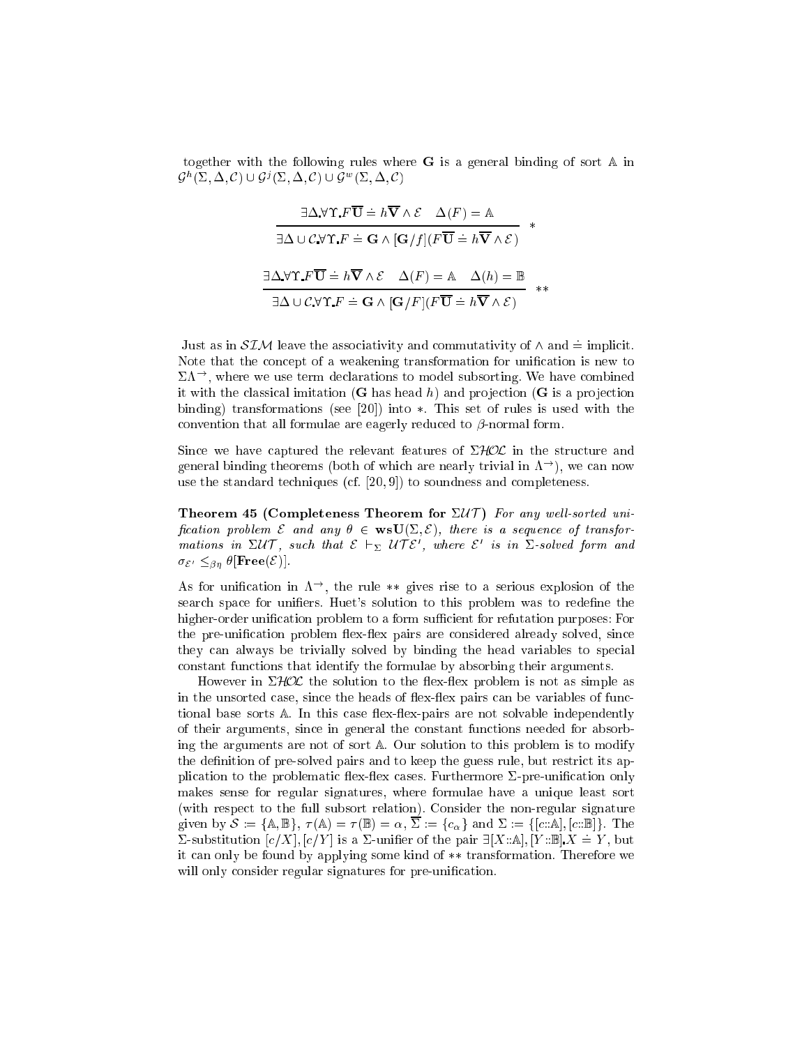together with the following rules where $\mathbf{G}$ is a general binding of sort $\mathbb{A}$ in $\mathcal{G}^h(\Sigma, \Delta, \mathcal{C}) \cup \mathcal{G}^j(\Sigma, \Delta, \mathcal{C}) \cup \mathcal{G}^w(\Sigma, \Delta, \mathcal{C})$

$$\frac{\exists\Delta.\forall\Upsilon.F\overline{\mathbf{U}} \doteq h\overline{\mathbf{V}} \wedge \mathcal{E} \quad \Delta(F) = \mathbb{A}}{\exists\Delta \cup \mathcal{C}.\forall\Upsilon.F \doteq \mathbf{G} \wedge [\mathbf{G}/f](F\overline{\mathbf{U}} \doteq h\overline{\mathbf{V}} \wedge \mathcal{E})} \; *$$

$$\frac{\exists\Delta.\forall\Upsilon.F\overline{\mathbf{U}} \doteq h\overline{\mathbf{V}} \wedge \mathcal{E} \quad \Delta(F) = \mathbb{A} \quad \Delta(h) = \mathbb{B}}{\exists\Delta \cup \mathcal{C}.\forall\Upsilon.F \doteq \mathbf{G} \wedge [\mathbf{G}/F](F\overline{\mathbf{U}} \doteq h\overline{\mathbf{V}} \wedge \mathcal{E})} \; **$$

Just as in $\mathcal{SIM}$ leave the associativity and commutativity of $\wedge$ and $\doteq$ implicit. Note that the concept of a weakening transformation for unification is new to $\Sigma\Lambda^{\rightarrow}$, where we use term declarations to model subsorting. We have combined it with the classical imitation ($\mathbf{G}$ has head $h$) and projection ($\mathbf{G}$ is a projection binding) transformations (see [20]) into $*$. This set of rules is used with the convention that all formulae are eagerly reduced to $\beta$-normal form.

Since we have captured the relevant features of $\Sigma\mathcal{HOL}$ in the structure and general binding theorems (both of which are nearly trivial in $\Lambda^{\rightarrow}$), we can now use the standard techniques (cf. [20, 9]) to soundness and completeness.

**Theorem 45 (Completeness Theorem for $\Sigma\mathcal{UT}$)** *For any well-sorted unification problem $\mathcal{E}$ and any $\theta \in \mathbf{wsU}(\Sigma, \mathcal{E})$, there is a sequence of transformations in $\Sigma\mathcal{UT}$, such that $\mathcal{E} \vdash_{\Sigma} \mathcal{UT}\mathcal{E}'$, where $\mathcal{E}'$ is in $\Sigma$-solved form and $\sigma_{\mathcal{E}'} \leq_{\beta\eta} \theta[\mathbf{Free}(\mathcal{E})]$.*

As for unification in $\Lambda^{\rightarrow}$, the rule $**$ gives rise to a serious explosion of the search space for unifiers. Huet's solution to this problem was to redefine the higher-order unification problem to a form sufficient for refutation purposes: For the pre-unification problem flex-flex pairs are considered already solved, since they can always be trivially solved by binding the head variables to special constant functions that identify the formulae by absorbing their arguments.

However in $\Sigma\mathcal{HOL}$ the solution to the flex-flex problem is not as simple as in the unsorted case, since the heads of flex-flex pairs can be variables of functional base sorts $\mathbb{A}$. In this case flex-flex-pairs are not solvable independently of their arguments, since in general the constant functions needed for absorbing the arguments are not of sort $\mathbb{A}$. Our solution to this problem is to modify the definition of pre-solved pairs and to keep the guess rule, but restrict its application to the problematic flex-flex cases. Furthermore $\Sigma$-pre-unification only makes sense for regular signatures, where formulae have a unique least sort (with respect to the full subsort relation). Consider the non-regular signature given by $\mathcal{S} := \{\mathbb{A}, \mathbb{B}\}$, $\tau(\mathbb{A}) = \tau(\mathbb{B}) = \alpha$, $\overline{\Sigma} := \{c_\alpha\}$ and $\Sigma := \{[c{::}\mathbb{A}], [c{::}\mathbb{B}]\}$. The $\Sigma$-substitution $[c/X], [c/Y]$ is a $\Sigma$-unifier of the pair $\exists[X{::}\mathbb{A}], [Y{::}\mathbb{B}].X \doteq Y$, but it can only be found by applying some kind of $**$ transformation. Therefore we will only consider regular signatures for pre-unification.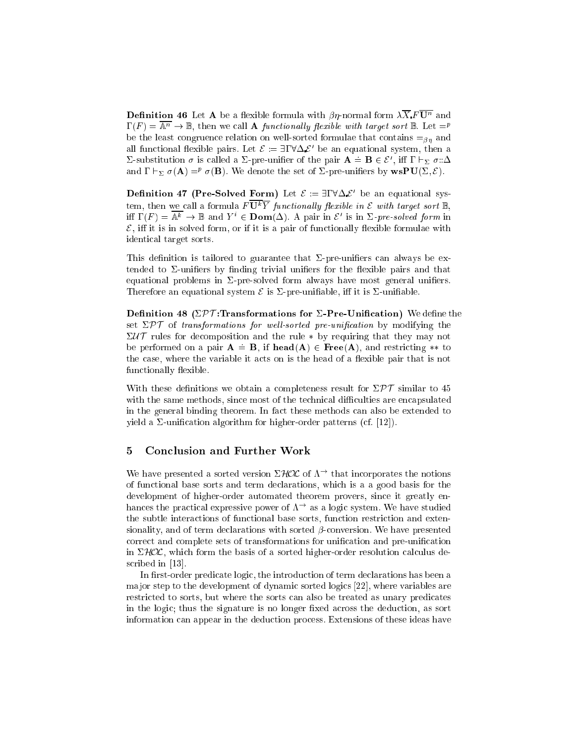**Definition 46** Let $\mathbf{A}$ be a flexible formula with $\beta\eta$-normal form $\lambda\overline{X}.F\overline{\mathbf{U}^n}$ and $\Gamma(F) = \overline{\mathbb{A}^n} \to \mathbb{B}$, then we call $\mathbf{A}$ *functionally flexible with target sort* $\mathbb{B}$. Let $=^p$ be the least congruence relation on well-sorted formulae that contains $=_{\beta\eta}$ and all functional flexible pairs. Let $\mathcal{E} := \exists\Gamma\forall\Delta.\mathcal{E}'$ be an equational system, then a $\Sigma$-substitution $\sigma$ is called a $\Sigma$-pre-unifier of the pair $\mathbf{A} \doteq \mathbf{B} \in \mathcal{E}'$, iff $\Gamma \vdash_\Sigma \sigma{::}\Delta$ and $\Gamma \vdash_\Sigma \sigma(\mathbf{A}) =^p \sigma(\mathbf{B})$. We denote the set of $\Sigma$-pre-unifiers by $\mathbf{wsPU}(\Sigma, \mathcal{E})$.

**Definition 47 (Pre-Solved Form)** Let $\mathcal{E} := \exists\Gamma\forall\Delta.\mathcal{E}'$ be an equational system, then we call a formula $F\overline{\mathbf{U}^k Y}$ *functionally flexible in* $\mathcal{E}$ *with target sort* $\mathbb{B}$, iff $\Gamma(F) = \overline{\mathbb{A}^k} \to \mathbb{B}$ and $Y^i \in \mathbf{Dom}(\Delta)$. A pair in $\mathcal{E}'$ is in $\Sigma$*-pre-solved form* in $\mathcal{E}$, iff it is in solved form, or if it is a pair of functionally flexible formulae with identical target sorts.

This definition is tailored to guarantee that $\Sigma$-pre-unifiers can always be extended to $\Sigma$-unifiers by finding trivial unifiers for the flexible pairs and that equational problems in $\Sigma$-pre-solved form always have most general unifiers. Therefore an equational system $\mathcal{E}$ is $\Sigma$-pre-unifiable, iff it is $\Sigma$-unifiable.

**Definition 48 ($\Sigma\mathcal{PT}$:Transformations for $\Sigma$-Pre-Unification)** We define the set $\Sigma\mathcal{PT}$ of *transformations for well-sorted pre-unification* by modifying the $\Sigma\mathcal{UT}$ rules for decomposition and the rule $*$ by requiring that they may not be performed on a pair $\mathbf{A} \doteq \mathbf{B}$, if $\mathbf{head}(\mathbf{A}) \in \mathbf{Free}(\mathbf{A})$, and restricting $**$ to the case, where the variable it acts on is the head of a flexible pair that is not functionally flexible.

With these definitions we obtain a completeness result for $\Sigma\mathcal{PT}$ similar to 45 with the same methods, since most of the technical difficulties are encapsulated in the general binding theorem. In fact these methods can also be extended to yield a $\Sigma$-unification algorithm for higher-order patterns (cf. [12]).

## 5 Conclusion and Further Work

We have presented a sorted version $\Sigma\mathcal{HOL}$ of $\Lambda^{\to}$ that incorporates the notions of functional base sorts and term declarations, which is a a good basis for the development of higher-order automated theorem provers, since it greatly enhances the practical expressive power of $\Lambda^{\to}$ as a logic system. We have studied the subtle interactions of functional base sorts, function restriction and extensionality, and of term declarations with sorted $\beta$-conversion. We have presented correct and complete sets of transformations for unification and pre-unification in $\Sigma\mathcal{HOL}$, which form the basis of a sorted higher-order resolution calculus described in [13].

In first-order predicate logic, the introduction of term declarations has been a major step to the development of dynamic sorted logics [22], where variables are restricted to sorts, but where the sorts can also be treated as unary predicates in the logic; thus the signature is no longer fixed across the deduction, as sort information can appear in the deduction process. Extensions of these ideas have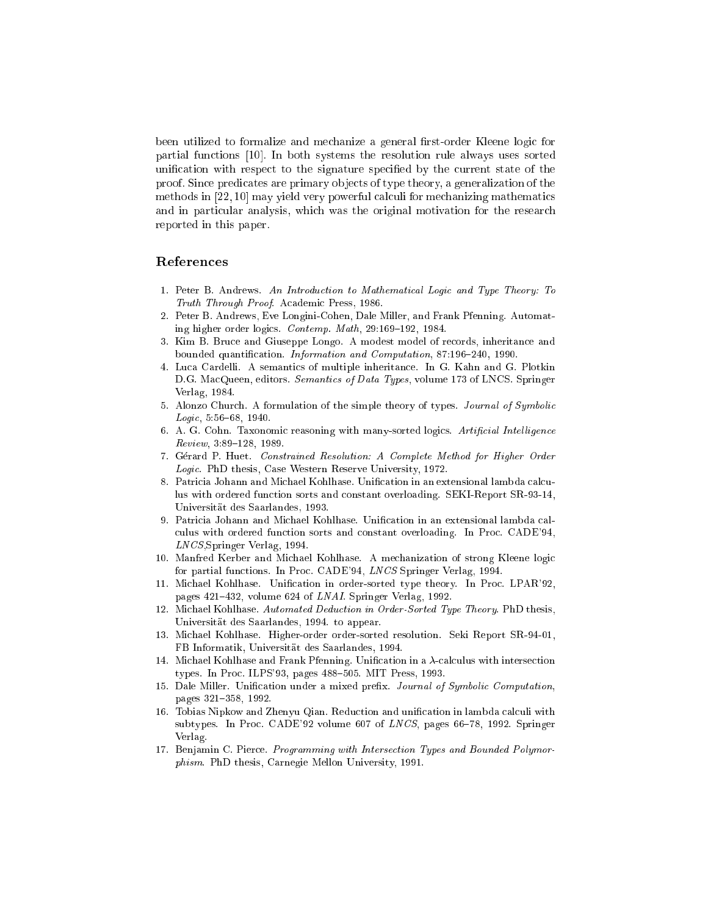been utilized to formalize and mechanize a general first-order Kleene logic for partial functions [10]. In both systems the resolution rule always uses sorted unification with respect to the signature specified by the current state of the proof. Since predicates are primary objects of type theory, a generalization of the methods in [22, 10] may yield very powerful calculi for mechanizing mathematics and in particular analysis, which was the original motivation for the research reported in this paper.

## References

1. Peter B. Andrews. *An Introduction to Mathematical Logic and Type Theory: To Truth Through Proof*. Academic Press, 1986.
2. Peter B. Andrews, Eve Longini-Cohen, Dale Miller, and Frank Pfenning. Automating higher order logics. *Contemp. Math*, 29:169–192, 1984.
3. Kim B. Bruce and Giuseppe Longo. A modest model of records, inheritance and bounded quantification. *Information and Computation*, 87:196–240, 1990.
4. Luca Cardelli. A semantics of multiple inheritance. In G. Kahn and G. Plotkin D.G. MacQueen, editors. *Semantics of Data Types*, volume 173 of LNCS. Springer Verlag, 1984.
5. Alonzo Church. A formulation of the simple theory of types. *Journal of Symbolic Logic*, 5:56–68, 1940.
6. A. G. Cohn. Taxonomic reasoning with many-sorted logics. *Artificial Intelligence Review*, 3:89–128, 1989.
7. Gérard P. Huet. *Constrained Resolution: A Complete Method for Higher Order Logic*. PhD thesis, Case Western Reserve University, 1972.
8. Patricia Johann and Michael Kohlhase. Unification in an extensional lambda calculus with ordered function sorts and constant overloading. SEKI-Report SR-93-14, Universität des Saarlandes, 1993.
9. Patricia Johann and Michael Kohlhase. Unification in an extensional lambda calculus with ordered function sorts and constant overloading. In Proc. CADE'94, *LNCS*, Springer Verlag, 1994.
10. Manfred Kerber and Michael Kohlhase. A mechanization of strong Kleene logic for partial functions. In Proc. CADE'94, *LNCS* Springer Verlag, 1994.
11. Michael Kohlhase. Unification in order-sorted type theory. In Proc. LPAR'92, pages 421–432, volume 624 of *LNAI*. Springer Verlag, 1992.
12. Michael Kohlhase. *Automated Deduction in Order-Sorted Type Theory*. PhD thesis, Universität des Saarlandes, 1994. to appear.
13. Michael Kohlhase. Higher-order order-sorted resolution. Seki Report SR-94-01, FB Informatik, Universität des Saarlandes, 1994.
14. Michael Kohlhase and Frank Pfenning. Unification in a $\lambda$-calculus with intersection types. In Proc. ILPS'93, pages 488–505. MIT Press, 1993.
15. Dale Miller. Unification under a mixed prefix. *Journal of Symbolic Computation*, pages 321–358, 1992.
16. Tobias Nipkow and Zhenyu Qian. Reduction and unification in lambda calculi with subtypes. In Proc. CADE'92 volume 607 of *LNCS*, pages 66–78, 1992. Springer Verlag.
17. Benjamin C. Pierce. *Programming with Intersection Types and Bounded Polymorphism*. PhD thesis, Carnegie Mellon University, 1991.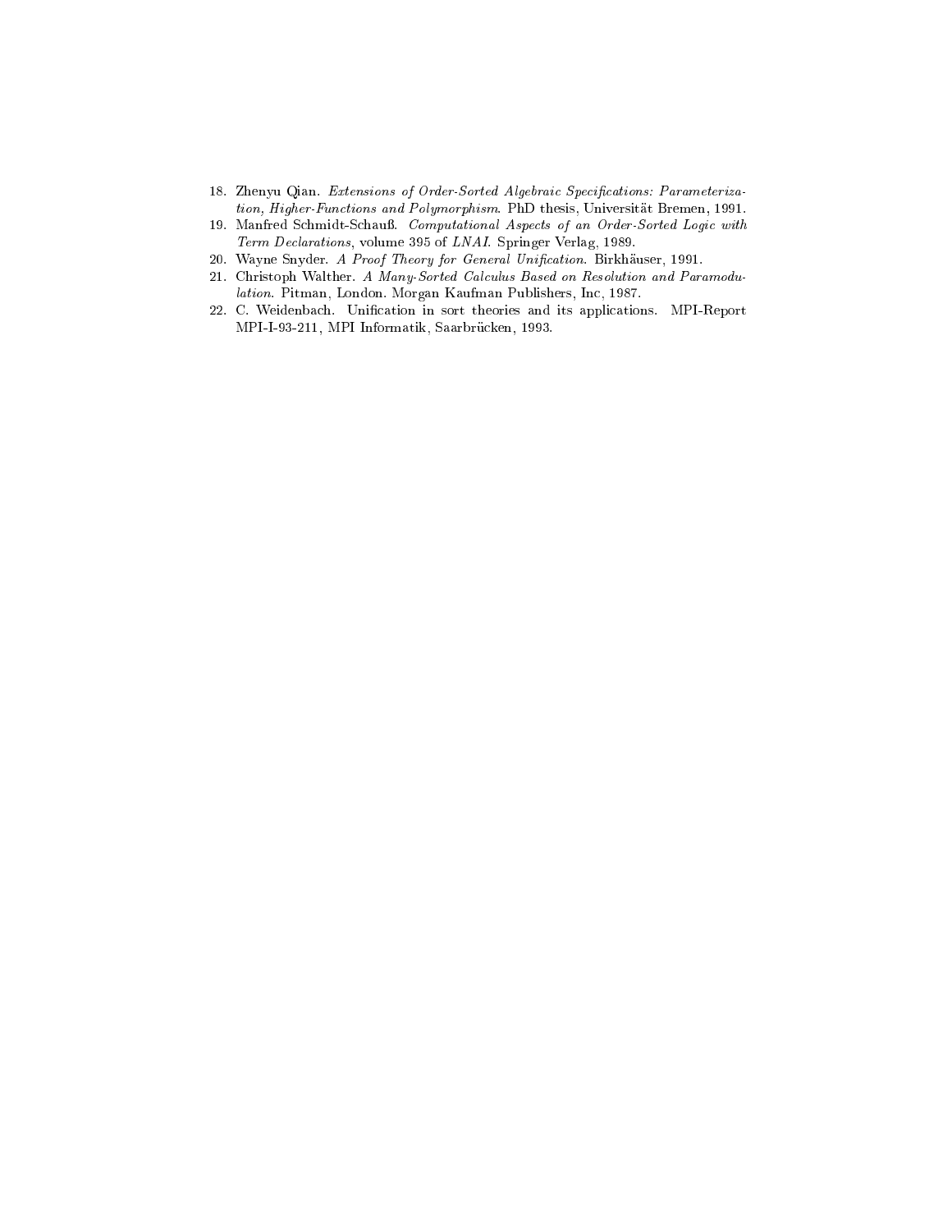18. Zhenyu Qian. *Extensions of Order-Sorted Algebraic Specifications: Parameterization, Higher-Functions and Polymorphism*. PhD thesis, Universität Bremen, 1991.
19. Manfred Schmidt-Schauß. *Computational Aspects of an Order-Sorted Logic with Term Declarations*, volume 395 of *LNAI*. Springer Verlag, 1989.
20. Wayne Snyder. *A Proof Theory for General Unification*. Birkhäuser, 1991.
21. Christoph Walther. *A Many-Sorted Calculus Based on Resolution and Paramodulation*. Pitman, London. Morgan Kaufman Publishers, Inc, 1987.
22. C. Weidenbach. Unification in sort theories and its applications. MPI-Report MPI-I-93-211, MPI Informatik, Saarbrücken, 1993.